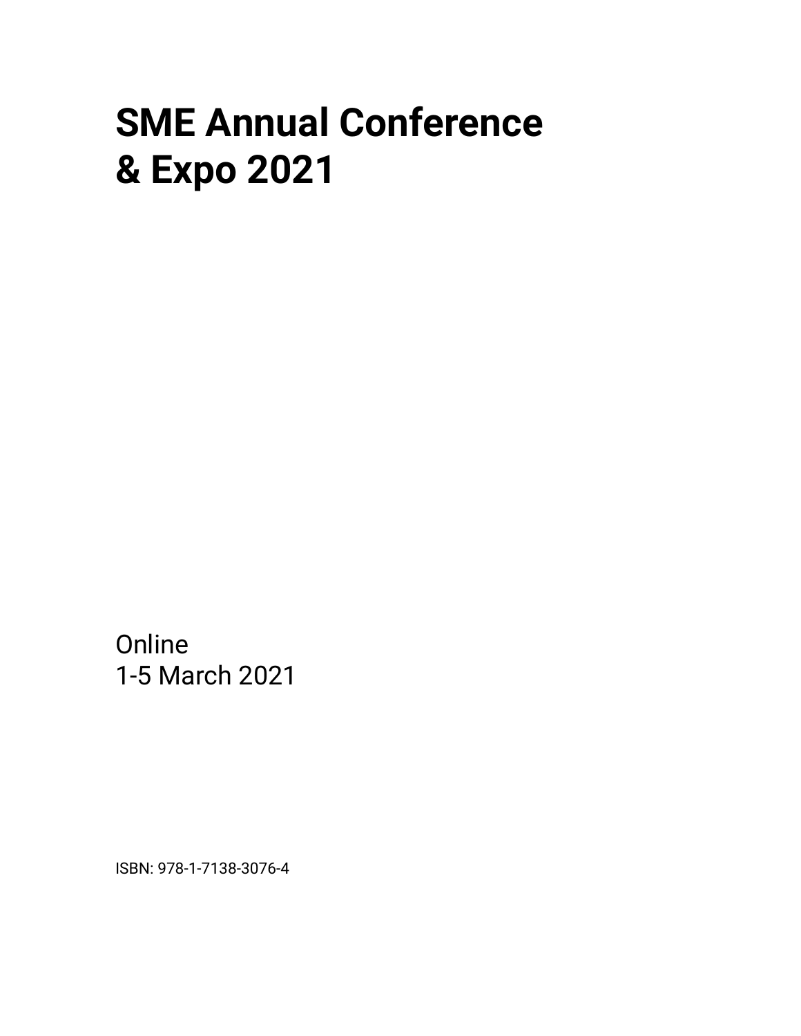# SME Annual Conference & Expo 2021

Online
1-5 March 2021

ISBN: 978-1-7138-3076-4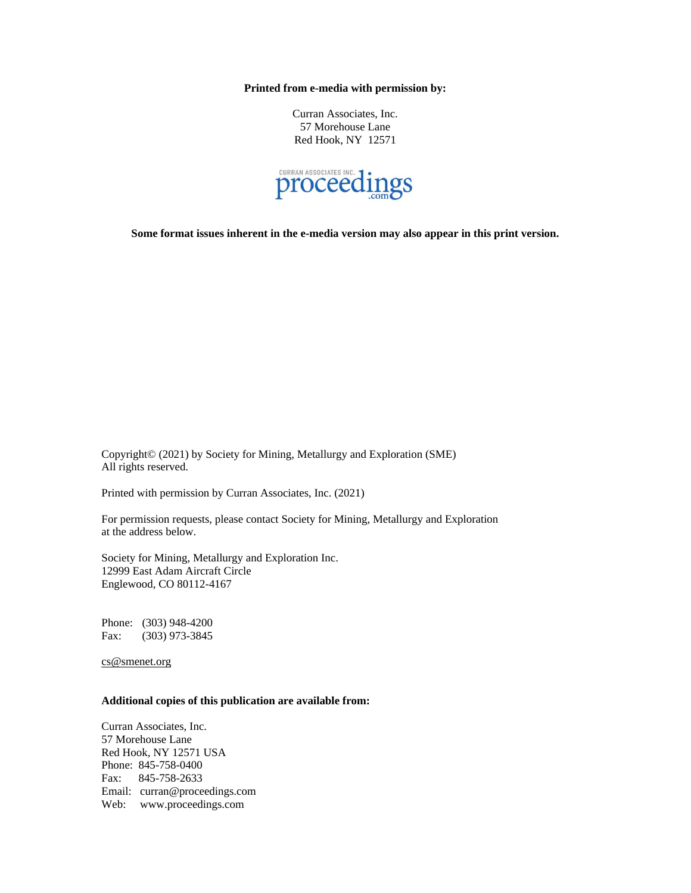**Printed from e-media with permission by:**

Curran Associates, Inc.
57 Morehouse Lane
Red Hook, NY 12571

CURRAN ASSOCIATES INC. proceedings .com

**Some format issues inherent in the e-media version may also appear in this print version.**

Copyright© (2021) by Society for Mining, Metallurgy and Exploration (SME)
All rights reserved.

Printed with permission by Curran Associates, Inc. (2021)

For permission requests, please contact Society for Mining, Metallurgy and Exploration at the address below.

Society for Mining, Metallurgy and Exploration Inc.
12999 East Adam Aircraft Circle
Englewood, CO 80112-4167

Phone: (303) 948-4200
Fax: (303) 973-3845

cs@smenet.org

**Additional copies of this publication are available from:**

Curran Associates, Inc.
57 Morehouse Lane
Red Hook, NY 12571 USA
Phone: 845-758-0400
Fax: 845-758-2633
Email: curran@proceedings.com
Web: www.proceedings.com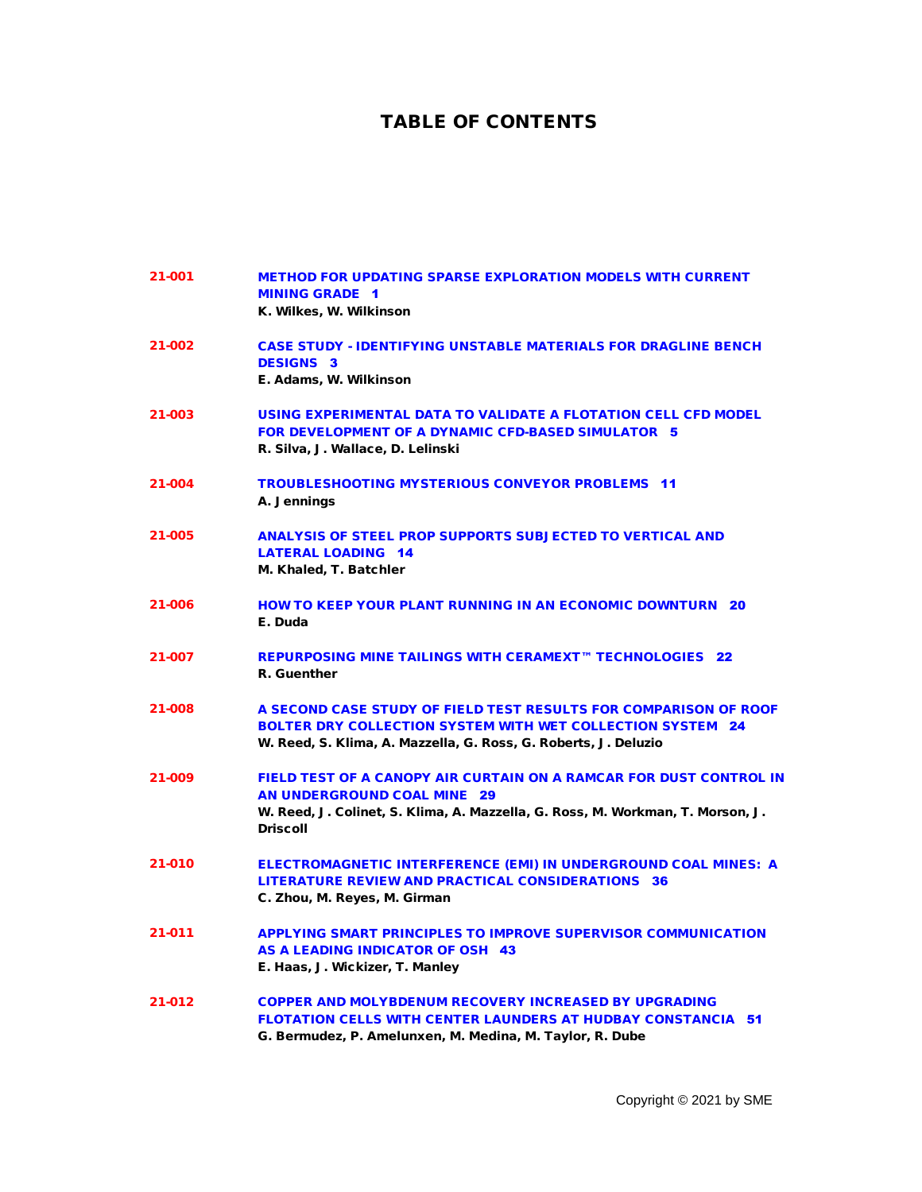# TABLE OF CONTENTS

**21-001** **METHOD FOR UPDATING SPARSE EXPLORATION MODELS WITH CURRENT MINING GRADE 1**
**K. Wilkes, W. Wilkinson**

**21-002** **CASE STUDY - IDENTIFYING UNSTABLE MATERIALS FOR DRAGLINE BENCH DESIGNS 3**
**E. Adams, W. Wilkinson**

**21-003** **USING EXPERIMENTAL DATA TO VALIDATE A FLOTATION CELL CFD MODEL FOR DEVELOPMENT OF A DYNAMIC CFD-BASED SIMULATOR 5**
**R. Silva, J. Wallace, D. Lelinski**

**21-004** **TROUBLESHOOTING MYSTERIOUS CONVEYOR PROBLEMS 11**
**A. Jennings**

**21-005** **ANALYSIS OF STEEL PROP SUPPORTS SUBJECTED TO VERTICAL AND LATERAL LOADING 14**
**M. Khaled, T. Batchler**

**21-006** **HOW TO KEEP YOUR PLANT RUNNING IN AN ECONOMIC DOWNTURN 20**
**E. Duda**

**21-007** **REPURPOSING MINE TAILINGS WITH CERAMEXT™ TECHNOLOGIES 22**
**R. Guenther**

**21-008** **A SECOND CASE STUDY OF FIELD TEST RESULTS FOR COMPARISON OF ROOF BOLTER DRY COLLECTION SYSTEM WITH WET COLLECTION SYSTEM 24**
**W. Reed, S. Klima, A. Mazzella, G. Ross, G. Roberts, J. Deluzio**

**21-009** **FIELD TEST OF A CANOPY AIR CURTAIN ON A RAMCAR FOR DUST CONTROL IN AN UNDERGROUND COAL MINE 29**
**W. Reed, J. Colinet, S. Klima, A. Mazzella, G. Ross, M. Workman, T. Morson, J. Driscoll**

**21-010** **ELECTROMAGNETIC INTERFERENCE (EMI) IN UNDERGROUND COAL MINES: A LITERATURE REVIEW AND PRACTICAL CONSIDERATIONS 36**
**C. Zhou, M. Reyes, M. Girman**

**21-011** **APPLYING SMART PRINCIPLES TO IMPROVE SUPERVISOR COMMUNICATION AS A LEADING INDICATOR OF OSH 43**
**E. Haas, J. Wickizer, T. Manley**

**21-012** **COPPER AND MOLYBDENUM RECOVERY INCREASED BY UPGRADING FLOTATION CELLS WITH CENTER LAUNDERS AT HUDBAY CONSTANCIA 51**
**G. Bermudez, P. Amelunxen, M. Medina, M. Taylor, R. Dube**

Copyright © 2021 by SME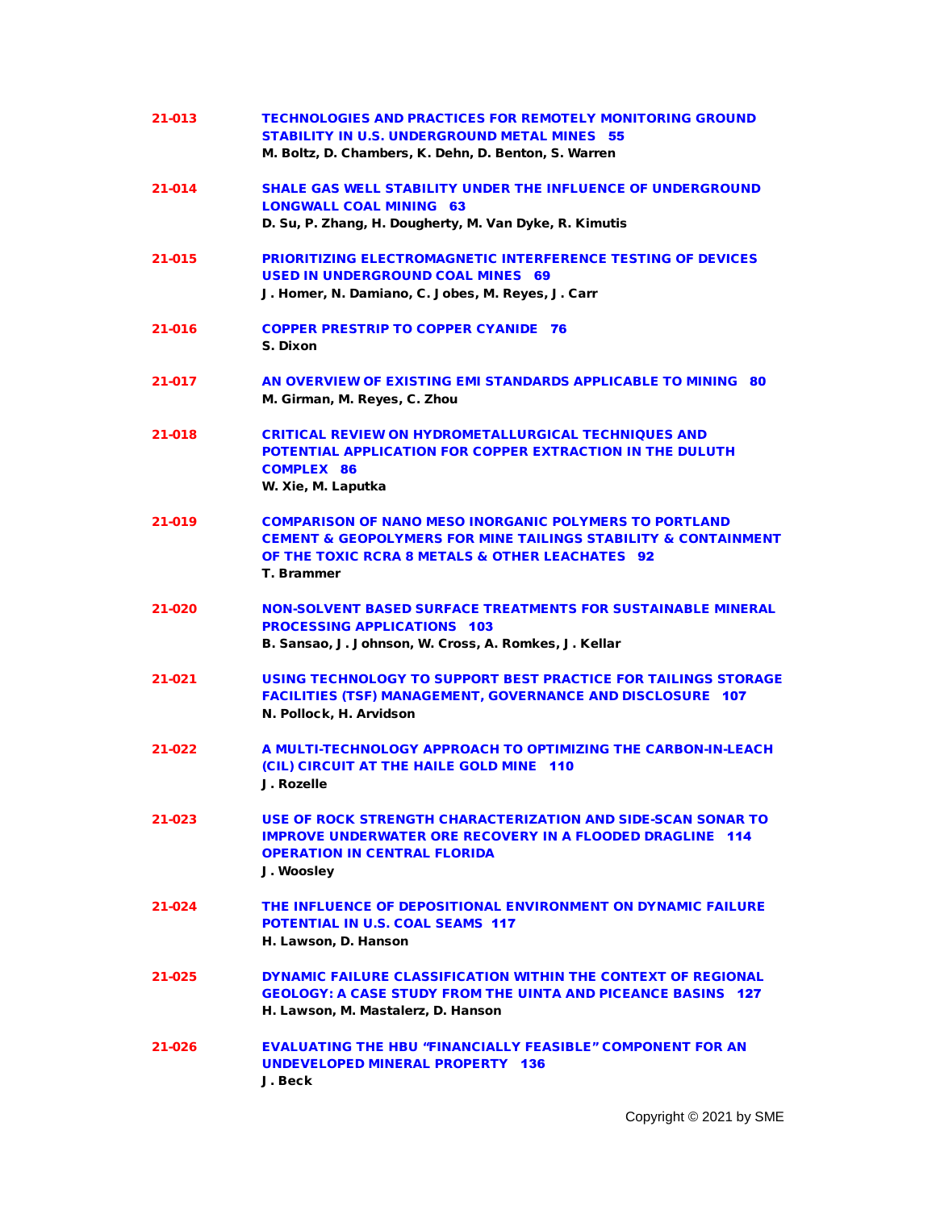**21-013** TECHNOLOGIES AND PRACTICES FOR REMOTELY MONITORING GROUND STABILITY IN U.S. UNDERGROUND METAL MINES 55
**M. Boltz, D. Chambers, K. Dehn, D. Benton, S. Warren**

**21-014** SHALE GAS WELL STABILITY UNDER THE INFLUENCE OF UNDERGROUND LONGWALL COAL MINING 63
**D. Su, P. Zhang, H. Dougherty, M. Van Dyke, R. Kimutis**

**21-015** PRIORITIZING ELECTROMAGNETIC INTERFERENCE TESTING OF DEVICES USED IN UNDERGROUND COAL MINES 69
**J. Homer, N. Damiano, C. Jobes, M. Reyes, J. Carr**

**21-016** COPPER PRESTRIP TO COPPER CYANIDE 76
**S. Dixon**

**21-017** AN OVERVIEW OF EXISTING EMI STANDARDS APPLICABLE TO MINING 80
**M. Girman, M. Reyes, C. Zhou**

**21-018** CRITICAL REVIEW ON HYDROMETALLURGICAL TECHNIQUES AND POTENTIAL APPLICATION FOR COPPER EXTRACTION IN THE DULUTH COMPLEX 86
**W. Xie, M. Laputka**

**21-019** COMPARISON OF NANO MESO INORGANIC POLYMERS TO PORTLAND CEMENT & GEOPOLYMERS FOR MINE TAILINGS STABILITY & CONTAINMENT OF THE TOXIC RCRA 8 METALS & OTHER LEACHATES 92
**T. Brammer**

**21-020** NON-SOLVENT BASED SURFACE TREATMENTS FOR SUSTAINABLE MINERAL PROCESSING APPLICATIONS 103
**B. Sansao, J. Johnson, W. Cross, A. Romkes, J. Kellar**

**21-021** USING TECHNOLOGY TO SUPPORT BEST PRACTICE FOR TAILINGS STORAGE FACILITIES (TSF) MANAGEMENT, GOVERNANCE AND DISCLOSURE 107
**N. Pollock, H. Arvidson**

**21-022** A MULTI-TECHNOLOGY APPROACH TO OPTIMIZING THE CARBON-IN-LEACH (CIL) CIRCUIT AT THE HAILE GOLD MINE 110
**J. Rozelle**

**21-023** USE OF ROCK STRENGTH CHARACTERIZATION AND SIDE-SCAN SONAR TO IMPROVE UNDERWATER ORE RECOVERY IN A FLOODED DRAGLINE OPERATION IN CENTRAL FLORIDA 114
**J. Woosley**

**21-024** THE INFLUENCE OF DEPOSITIONAL ENVIRONMENT ON DYNAMIC FAILURE POTENTIAL IN U.S. COAL SEAMS 117
**H. Lawson, D. Hanson**

**21-025** DYNAMIC FAILURE CLASSIFICATION WITHIN THE CONTEXT OF REGIONAL GEOLOGY: A CASE STUDY FROM THE UINTA AND PICEANCE BASINS 127
**H. Lawson, M. Mastalerz, D. Hanson**

**21-026** EVALUATING THE HBU "FINANCIALLY FEASIBLE" COMPONENT FOR AN UNDEVELOPED MINERAL PROPERTY 136
**J. Beck**

Copyright © 2021 by SME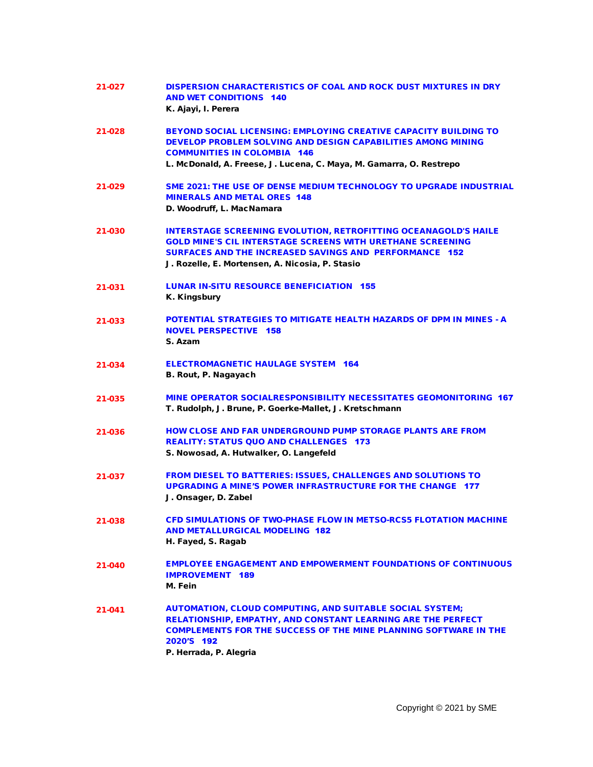**21-027** **DISPERSION CHARACTERISTICS OF COAL AND ROCK DUST MIXTURES IN DRY AND WET CONDITIONS 140**
**K. Ajayi, I. Perera**

**21-028** **BEYOND SOCIAL LICENSING: EMPLOYING CREATIVE CAPACITY BUILDING TO DEVELOP PROBLEM SOLVING AND DESIGN CAPABILITIES AMONG MINING COMMUNITIES IN COLOMBIA 146**
**L. McDonald, A. Freese, J. Lucena, C. Maya, M. Gamarra, O. Restrepo**

**21-029** **SME 2021: THE USE OF DENSE MEDIUM TECHNOLOGY TO UPGRADE INDUSTRIAL MINERALS AND METAL ORES 148**
**D. Woodruff, L. MacNamara**

**21-030** **INTERSTAGE SCREENING EVOLUTION, RETROFITTING OCEANAGOLD'S HAILE GOLD MINE'S CIL INTERSTAGE SCREENS WITH URETHANE SCREENING SURFACES AND THE INCREASED SAVINGS AND PERFORMANCE 152**
**J. Rozelle, E. Mortensen, A. Nicosia, P. Stasio**

**21-031** **LUNAR IN-SITU RESOURCE BENEFICIATION 155**
**K. Kingsbury**

**21-033** **POTENTIAL STRATEGIES TO MITIGATE HEALTH HAZARDS OF DPM IN MINES - A NOVEL PERSPECTIVE 158**
**S. Azam**

**21-034** **ELECTROMAGNETIC HAULAGE SYSTEM 164**
**B. Rout, P. Nagayach**

**21-035** **MINE OPERATOR SOCIALRESPONSIBILITY NECESSITATES GEOMONITORING 167**
**T. Rudolph, J. Brune, P. Goerke-Mallet, J. Kretschmann**

**21-036** **HOW CLOSE AND FAR UNDERGROUND PUMP STORAGE PLANTS ARE FROM REALITY: STATUS QUO AND CHALLENGES 173**
**S. Nowosad, A. Hutwalker, O. Langefeld**

**21-037** **FROM DIESEL TO BATTERIES: ISSUES, CHALLENGES AND SOLUTIONS TO UPGRADING A MINE'S POWER INFRASTRUCTURE FOR THE CHANGE 177**
**J. Onsager, D. Zabel**

**21-038** **CFD SIMULATIONS OF TWO-PHASE FLOW IN METSO-RCS5 FLOTATION MACHINE AND METALLURGICAL MODELING 182**
**H. Fayed, S. Ragab**

**21-040** **EMPLOYEE ENGAGEMENT AND EMPOWERMENT FOUNDATIONS OF CONTINUOUS IMPROVEMENT 189**
**M. Fein**

**21-041** **AUTOMATION, CLOUD COMPUTING, AND SUITABLE SOCIAL SYSTEM; RELATIONSHIP, EMPATHY, AND CONSTANT LEARNING ARE THE PERFECT COMPLEMENTS FOR THE SUCCESS OF THE MINE PLANNING SOFTWARE IN THE 2020'S 192**
**P. Herrada, P. Alegria**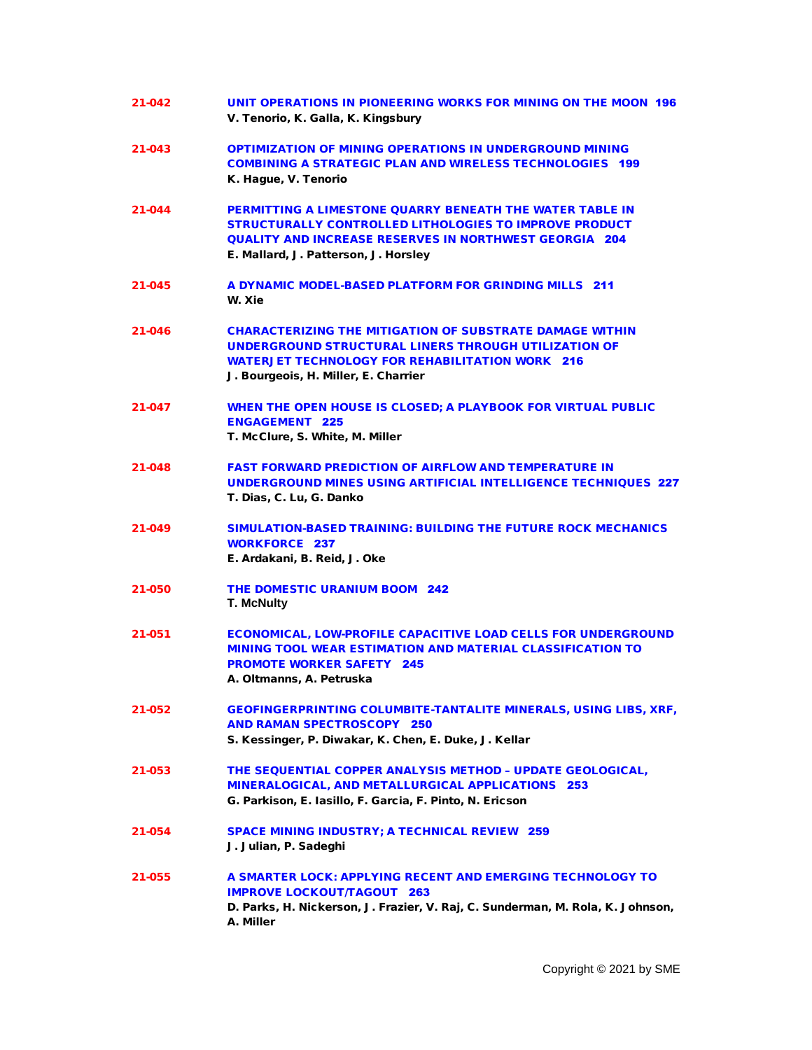**21-042** UNIT OPERATIONS IN PIONEERING WORKS FOR MINING ON THE MOON 196
V. Tenorio, K. Galla, K. Kingsbury

**21-043** OPTIMIZATION OF MINING OPERATIONS IN UNDERGROUND MINING COMBINING A STRATEGIC PLAN AND WIRELESS TECHNOLOGIES 199
K. Hague, V. Tenorio

**21-044** PERMITTING A LIMESTONE QUARRY BENEATH THE WATER TABLE IN STRUCTURALLY CONTROLLED LITHOLOGIES TO IMPROVE PRODUCT QUALITY AND INCREASE RESERVES IN NORTHWEST GEORGIA 204
E. Mallard, J. Patterson, J. Horsley

**21-045** A DYNAMIC MODEL-BASED PLATFORM FOR GRINDING MILLS 211
W. Xie

**21-046** CHARACTERIZING THE MITIGATION OF SUBSTRATE DAMAGE WITHIN UNDERGROUND STRUCTURAL LINERS THROUGH UTILIZATION OF WATERJET TECHNOLOGY FOR REHABILITATION WORK 216
J. Bourgeois, H. Miller, E. Charrier

**21-047** WHEN THE OPEN HOUSE IS CLOSED; A PLAYBOOK FOR VIRTUAL PUBLIC ENGAGEMENT 225
T. McClure, S. White, M. Miller

**21-048** FAST FORWARD PREDICTION OF AIRFLOW AND TEMPERATURE IN UNDERGROUND MINES USING ARTIFICIAL INTELLIGENCE TECHNIQUES 227
T. Dias, C. Lu, G. Danko

**21-049** SIMULATION-BASED TRAINING: BUILDING THE FUTURE ROCK MECHANICS WORKFORCE 237
E. Ardakani, B. Reid, J. Oke

**21-050** THE DOMESTIC URANIUM BOOM 242
T. McNulty

**21-051** ECONOMICAL, LOW-PROFILE CAPACITIVE LOAD CELLS FOR UNDERGROUND MINING TOOL WEAR ESTIMATION AND MATERIAL CLASSIFICATION TO PROMOTE WORKER SAFETY 245
A. Oltmanns, A. Petruska

**21-052** GEOFINGERPRINTING COLUMBITE-TANTALITE MINERALS, USING LIBS, XRF, AND RAMAN SPECTROSCOPY 250
S. Kessinger, P. Diwakar, K. Chen, E. Duke, J. Kellar

**21-053** THE SEQUENTIAL COPPER ANALYSIS METHOD – UPDATE GEOLOGICAL, MINERALOGICAL, AND METALLURGICAL APPLICATIONS 253
G. Parkison, E. Iasillo, F. Garcia, F. Pinto, N. Ericson

**21-054** SPACE MINING INDUSTRY; A TECHNICAL REVIEW 259
J. Julian, P. Sadeghi

**21-055** A SMARTER LOCK: APPLYING RECENT AND EMERGING TECHNOLOGY TO IMPROVE LOCKOUT/TAGOUT 263
D. Parks, H. Nickerson, J. Frazier, V. Raj, C. Sunderman, M. Rola, K. Johnson, A. Miller

Copyright © 2021 by SME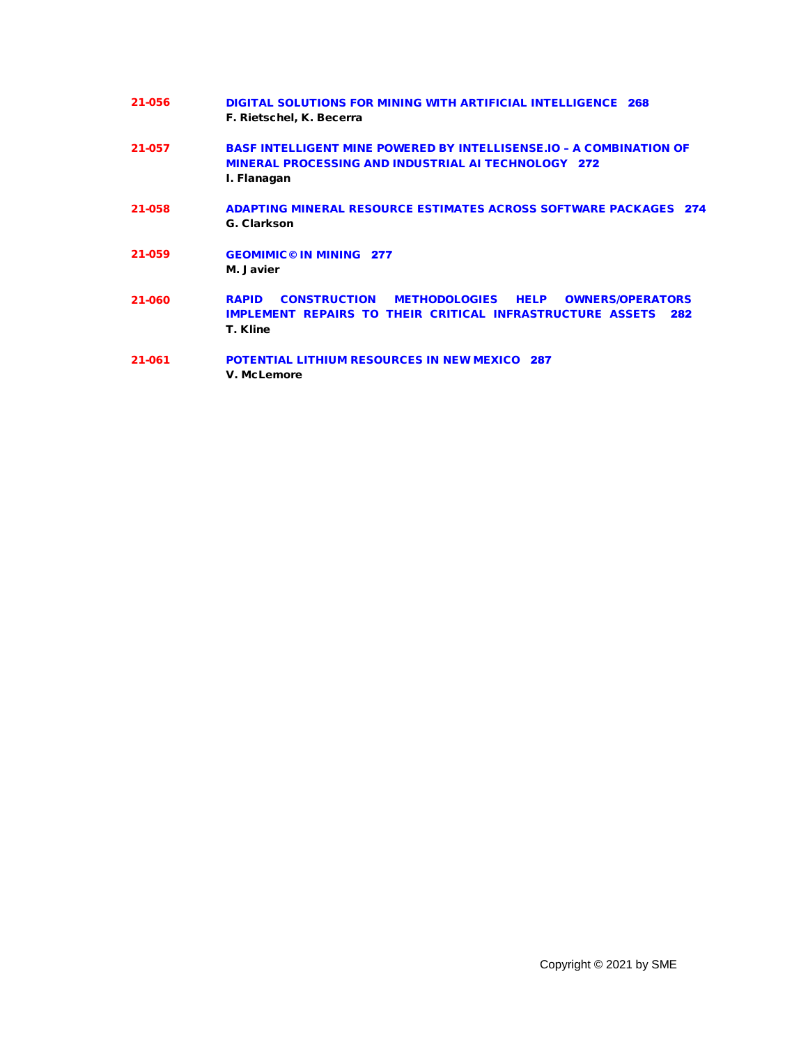**21-056** **DIGITAL SOLUTIONS FOR MINING WITH ARTIFICIAL INTELLIGENCE 268**
**F. Rietschel, K. Becerra**

**21-057** **BASF INTELLIGENT MINE POWERED BY INTELLISENSE.IO – A COMBINATION OF MINERAL PROCESSING AND INDUSTRIAL AI TECHNOLOGY 272**
**I. Flanagan**

**21-058** **ADAPTING MINERAL RESOURCE ESTIMATES ACROSS SOFTWARE PACKAGES 274**
**G. Clarkson**

**21-059** **GEOMIMIC© IN MINING 277**
**M. Javier**

**21-060** **RAPID CONSTRUCTION METHODOLOGIES HELP OWNERS/OPERATORS IMPLEMENT REPAIRS TO THEIR CRITICAL INFRASTRUCTURE ASSETS 282**
**T. Kline**

**21-061** **POTENTIAL LITHIUM RESOURCES IN NEW MEXICO 287**
**V. McLemore**

Copyright © 2021 by SME